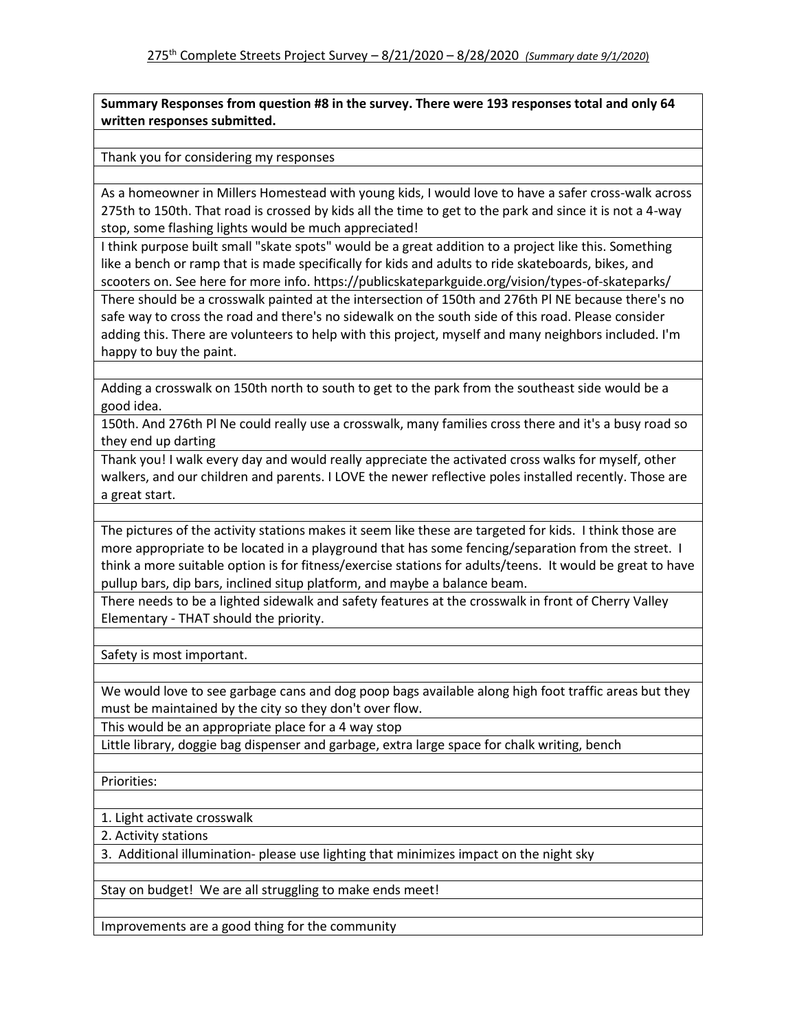275th Complete Streets Project Survey – 8/21/2020 – 8/28/2020 *(Summary date 9/1/2020)*

| **Summary Responses from question #8 in the survey. There were 193 responses total and only 64 written responses submitted.** |
|---|
| |
| Thank you for considering my responses |
| |
| As a homeowner in Millers Homestead with young kids, I would love to have a safer cross-walk across 275th to 150th. That road is crossed by kids all the time to get to the park and since it is not a 4-way stop, some flashing lights would be much appreciated! |
| I think purpose built small "skate spots" would be a great addition to a project like this. Something like a bench or ramp that is made specifically for kids and adults to ride skateboards, bikes, and scooters on. See here for more info. https://publicskateparkguide.org/vision/types-of-skateparks/ |
| There should be a crosswalk painted at the intersection of 150th and 276th Pl NE because there's no safe way to cross the road and there's no sidewalk on the south side of this road. Please consider adding this. There are volunteers to help with this project, myself and many neighbors included. I'm happy to buy the paint. |
| |
| Adding a crosswalk on 150th north to south to get to the park from the southeast side would be a good idea. |
| 150th. And 276th Pl Ne could really use a crosswalk, many families cross there and it's a busy road so they end up darting |
| Thank you! I walk every day and would really appreciate the activated cross walks for myself, other walkers, and our children and parents. I LOVE the newer reflective poles installed recently. Those are a great start. |
| |
| The pictures of the activity stations makes it seem like these are targeted for kids. I think those are more appropriate to be located in a playground that has some fencing/separation from the street. I think a more suitable option is for fitness/exercise stations for adults/teens. It would be great to have pullup bars, dip bars, inclined situp platform, and maybe a balance beam. |
| There needs to be a lighted sidewalk and safety features at the crosswalk in front of Cherry Valley Elementary - THAT should the priority. |
| |
| Safety is most important. |
| |
| We would love to see garbage cans and dog poop bags available along high foot traffic areas but they must be maintained by the city so they don't over flow. |
| This would be an appropriate place for a 4 way stop |
| Little library, doggie bag dispenser and garbage, extra large space for chalk writing, bench |
| |
| Priorities: |
| |
| 1. Light activate crosswalk |
| 2. Activity stations |
| 3. Additional illumination- please use lighting that minimizes impact on the night sky |
| |
| Stay on budget! We are all struggling to make ends meet! |
| |
| Improvements are a good thing for the community |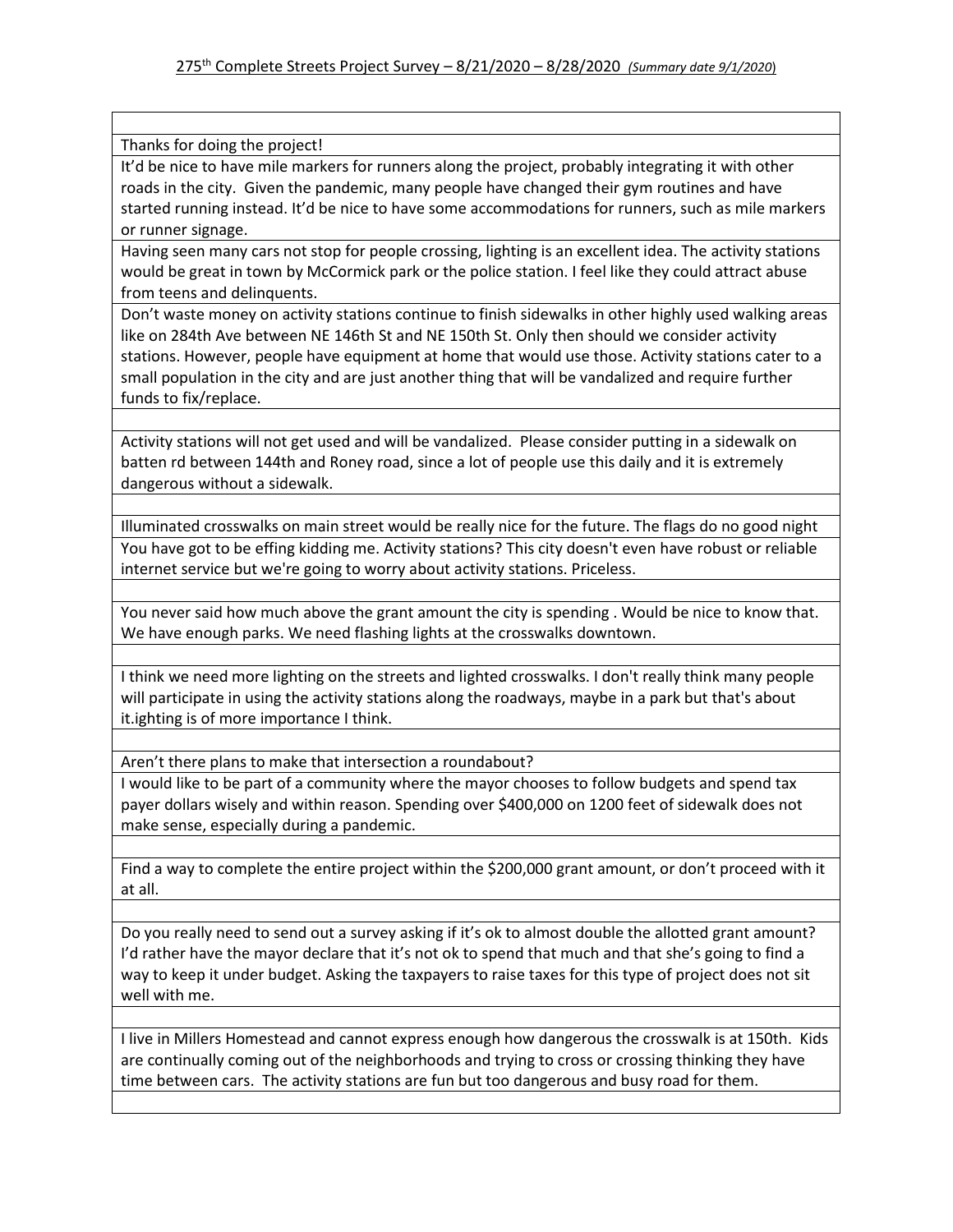275th Complete Streets Project Survey – 8/21/2020 – 8/28/2020 *(Summary date 9/1/2020)*

| |
|---|
| |
| Thanks for doing the project! |
| It'd be nice to have mile markers for runners along the project, probably integrating it with other roads in the city. Given the pandemic, many people have changed their gym routines and have started running instead. It'd be nice to have some accommodations for runners, such as mile markers or runner signage. |
| Having seen many cars not stop for people crossing, lighting is an excellent idea. The activity stations would be great in town by McCormick park or the police station. I feel like they could attract abuse from teens and delinquents. |
| Don't waste money on activity stations continue to finish sidewalks in other highly used walking areas like on 284th Ave between NE 146th St and NE 150th St. Only then should we consider activity stations. However, people have equipment at home that would use those. Activity stations cater to a small population in the city and are just another thing that will be vandalized and require further funds to fix/replace. |
| |
| Activity stations will not get used and will be vandalized. Please consider putting in a sidewalk on batten rd between 144th and Roney road, since a lot of people use this daily and it is extremely dangerous without a sidewalk. |
| |
| Illuminated crosswalks on main street would be really nice for the future. The flags do no good night |
| You have got to be effing kidding me. Activity stations? This city doesn't even have robust or reliable internet service but we're going to worry about activity stations. Priceless. |
| |
| You never said how much above the grant amount the city is spending . Would be nice to know that. We have enough parks. We need flashing lights at the crosswalks downtown. |
| |
| I think we need more lighting on the streets and lighted crosswalks. I don't really think many people will participate in using the activity stations along the roadways, maybe in a park but that's about it.ighting is of more importance I think. |
| |
| Aren't there plans to make that intersection a roundabout? |
| I would like to be part of a community where the mayor chooses to follow budgets and spend tax payer dollars wisely and within reason. Spending over $400,000 on 1200 feet of sidewalk does not make sense, especially during a pandemic. |
| |
| Find a way to complete the entire project within the $200,000 grant amount, or don't proceed with it at all. |
| |
| Do you really need to send out a survey asking if it's ok to almost double the allotted grant amount? I'd rather have the mayor declare that it's not ok to spend that much and that she's going to find a way to keep it under budget. Asking the taxpayers to raise taxes for this type of project does not sit well with me. |
| |
| I live in Millers Homestead and cannot express enough how dangerous the crosswalk is at 150th. Kids are continually coming out of the neighborhoods and trying to cross or crossing thinking they have time between cars. The activity stations are fun but too dangerous and busy road for them. |
| |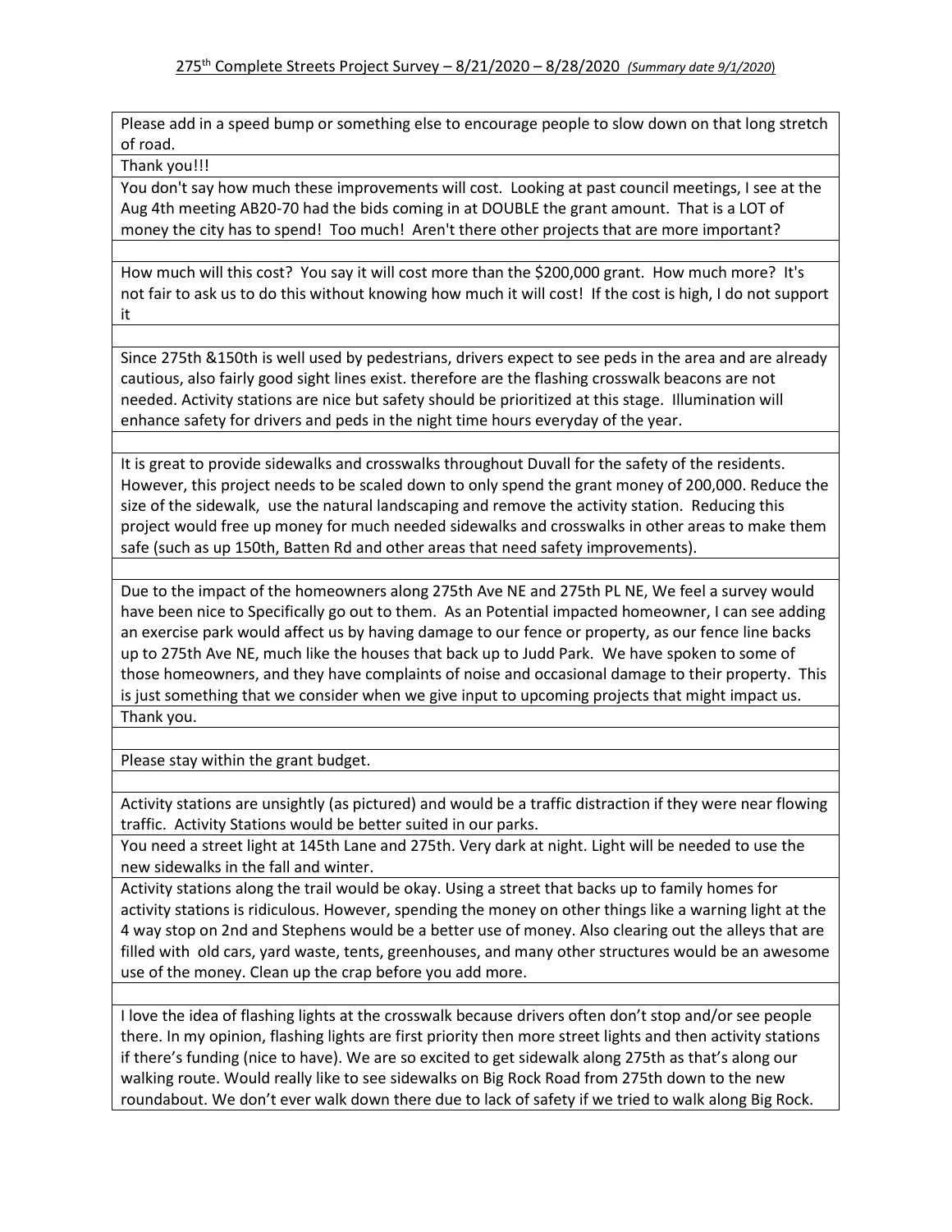## 275th Complete Streets Project Survey – 8/21/2020 – 8/28/2020 *(Summary date 9/1/2020)*

| |
|---|
| Please add in a speed bump or something else to encourage people to slow down on that long stretch of road. |
| Thank you!!! |
| You don't say how much these improvements will cost. Looking at past council meetings, I see at the Aug 4th meeting AB20-70 had the bids coming in at DOUBLE the grant amount. That is a LOT of money the city has to spend! Too much! Aren't there other projects that are more important? |
| |
| How much will this cost? You say it will cost more than the $200,000 grant. How much more? It's not fair to ask us to do this without knowing how much it will cost! If the cost is high, I do not support it |
| |
| Since 275th &150th is well used by pedestrians, drivers expect to see peds in the area and are already cautious, also fairly good sight lines exist. therefore are the flashing crosswalk beacons are not needed. Activity stations are nice but safety should be prioritized at this stage. Illumination will enhance safety for drivers and peds in the night time hours everyday of the year. |
| |
| It is great to provide sidewalks and crosswalks throughout Duvall for the safety of the residents. However, this project needs to be scaled down to only spend the grant money of 200,000. Reduce the size of the sidewalk, use the natural landscaping and remove the activity station. Reducing this project would free up money for much needed sidewalks and crosswalks in other areas to make them safe (such as up 150th, Batten Rd and other areas that need safety improvements). |
| |
| Due to the impact of the homeowners along 275th Ave NE and 275th PL NE, We feel a survey would have been nice to Specifically go out to them. As an Potential impacted homeowner, I can see adding an exercise park would affect us by having damage to our fence or property, as our fence line backs up to 275th Ave NE, much like the houses that back up to Judd Park. We have spoken to some of those homeowners, and they have complaints of noise and occasional damage to their property. This is just something that we consider when we give input to upcoming projects that might impact us. |
| Thank you. |
| |
| Please stay within the grant budget. |
| |
| Activity stations are unsightly (as pictured) and would be a traffic distraction if they were near flowing traffic. Activity Stations would be better suited in our parks. |
| You need a street light at 145th Lane and 275th. Very dark at night. Light will be needed to use the new sidewalks in the fall and winter. |
| Activity stations along the trail would be okay. Using a street that backs up to family homes for activity stations is ridiculous. However, spending the money on other things like a warning light at the 4 way stop on 2nd and Stephens would be a better use of money. Also clearing out the alleys that are filled with old cars, yard waste, tents, greenhouses, and many other structures would be an awesome use of the money. Clean up the crap before you add more. |
| |
| I love the idea of flashing lights at the crosswalk because drivers often don't stop and/or see people there. In my opinion, flashing lights are first priority then more street lights and then activity stations if there's funding (nice to have). We are so excited to get sidewalk along 275th as that's along our walking route. Would really like to see sidewalks on Big Rock Road from 275th down to the new roundabout. We don't ever walk down there due to lack of safety if we tried to walk along Big Rock. |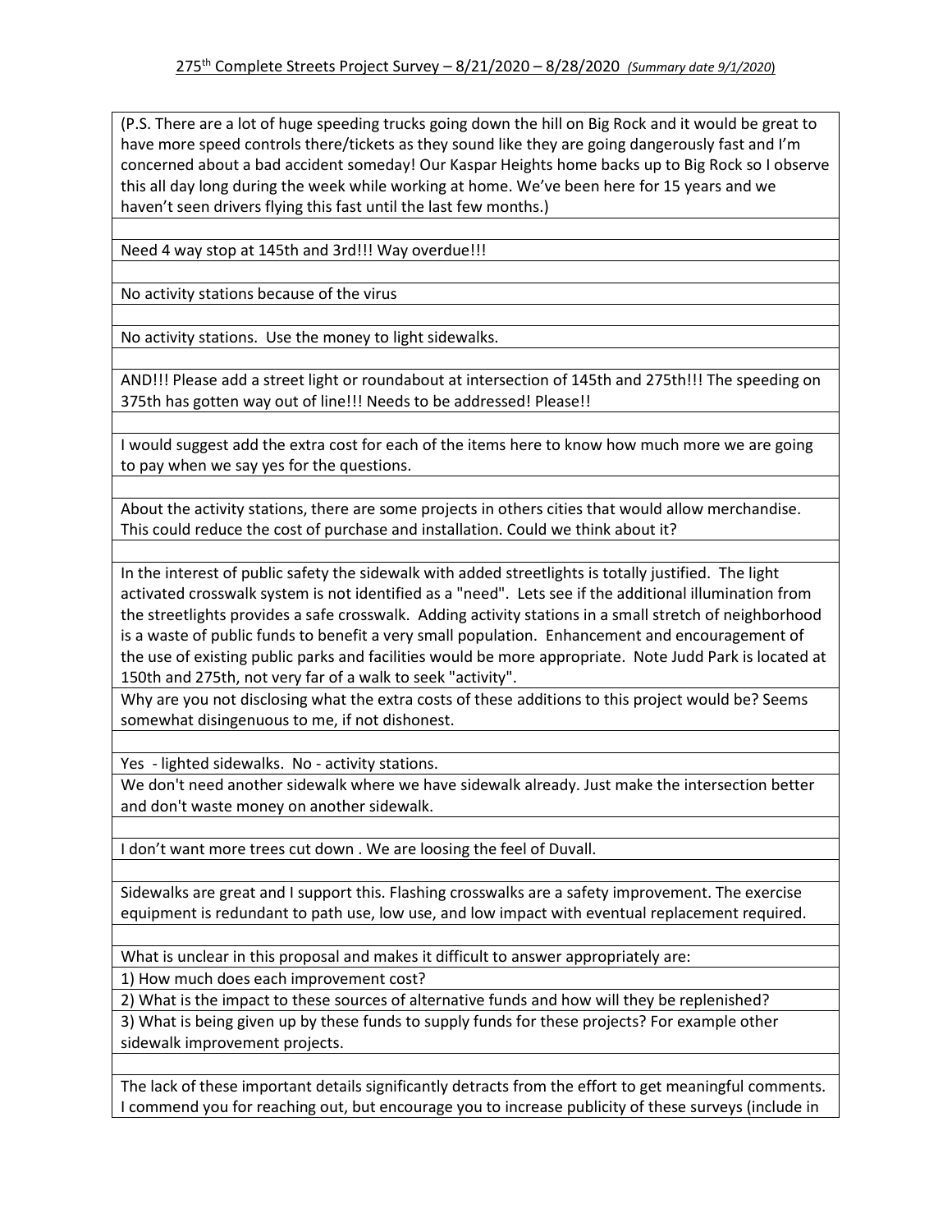275th Complete Streets Project Survey – 8/21/2020 – 8/28/2020 *(Summary date 9/1/2020)*

(P.S. There are a lot of huge speeding trucks going down the hill on Big Rock and it would be great to have more speed controls there/tickets as they sound like they are going dangerously fast and I'm concerned about a bad accident someday! Our Kaspar Heights home backs up to Big Rock so I observe this all day long during the week while working at home. We've been here for 15 years and we haven't seen drivers flying this fast until the last few months.)

Need 4 way stop at 145th and 3rd!!! Way overdue!!!

No activity stations because of the virus

No activity stations. Use the money to light sidewalks.

AND!!! Please add a street light or roundabout at intersection of 145th and 275th!!! The speeding on 375th has gotten way out of line!!! Needs to be addressed! Please!!

I would suggest add the extra cost for each of the items here to know how much more we are going to pay when we say yes for the questions.

About the activity stations, there are some projects in others cities that would allow merchandise. This could reduce the cost of purchase and installation. Could we think about it?

In the interest of public safety the sidewalk with added streetlights is totally justified. The light activated crosswalk system is not identified as a "need". Lets see if the additional illumination from the streetlights provides a safe crosswalk. Adding activity stations in a small stretch of neighborhood is a waste of public funds to benefit a very small population. Enhancement and encouragement of the use of existing public parks and facilities would be more appropriate. Note Judd Park is located at 150th and 275th, not very far of a walk to seek "activity".

Why are you not disclosing what the extra costs of these additions to this project would be? Seems somewhat disingenuous to me, if not dishonest.

Yes - lighted sidewalks. No - activity stations.

We don't need another sidewalk where we have sidewalk already. Just make the intersection better and don't waste money on another sidewalk.

I don't want more trees cut down . We are loosing the feel of Duvall.

Sidewalks are great and I support this. Flashing crosswalks are a safety improvement. The exercise equipment is redundant to path use, low use, and low impact with eventual replacement required.

What is unclear in this proposal and makes it difficult to answer appropriately are:

1) How much does each improvement cost?
2) What is the impact to these sources of alternative funds and how will they be replenished?
3) What is being given up by these funds to supply funds for these projects? For example other sidewalk improvement projects.

The lack of these important details significantly detracts from the effort to get meaningful comments. I commend you for reaching out, but encourage you to increase publicity of these surveys (include in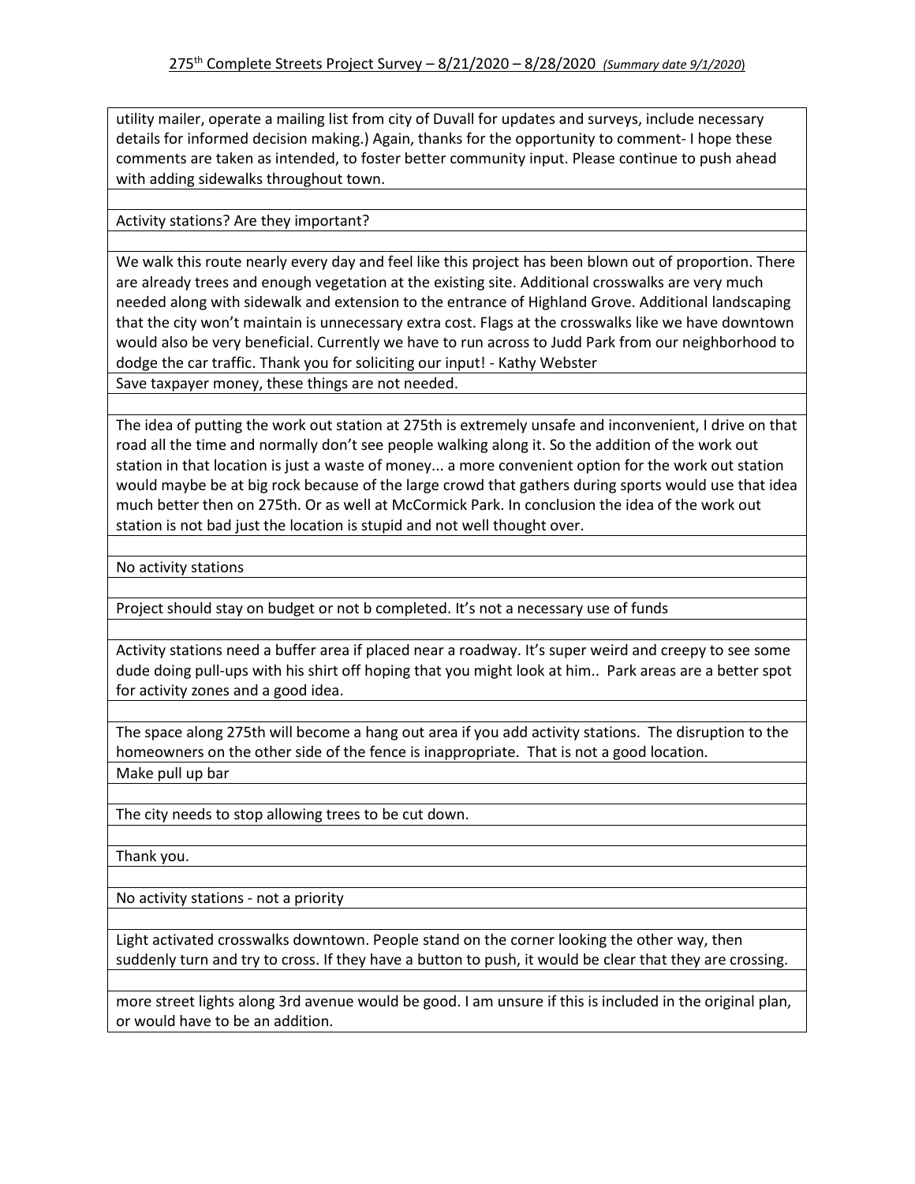| |
|---|
| utility mailer, operate a mailing list from city of Duvall for updates and surveys, include necessary details for informed decision making.) Again, thanks for the opportunity to comment- I hope these comments are taken as intended, to foster better community input. Please continue to push ahead with adding sidewalks throughout town. |
| Activity stations? Are they important? |
| We walk this route nearly every day and feel like this project has been blown out of proportion. There are already trees and enough vegetation at the existing site. Additional crosswalks are very much needed along with sidewalk and extension to the entrance of Highland Grove. Additional landscaping that the city won't maintain is unnecessary extra cost. Flags at the crosswalks like we have downtown would also be very beneficial. Currently we have to run across to Judd Park from our neighborhood to dodge the car traffic. Thank you for soliciting our input! - Kathy Webster |
| Save taxpayer money, these things are not needed. |
| The idea of putting the work out station at 275th is extremely unsafe and inconvenient, I drive on that road all the time and normally don't see people walking along it. So the addition of the work out station in that location is just a waste of money... a more convenient option for the work out station would maybe be at big rock because of the large crowd that gathers during sports would use that idea much better then on 275th. Or as well at McCormick Park. In conclusion the idea of the work out station is not bad just the location is stupid and not well thought over. |
| No activity stations |
| Project should stay on budget or not b completed. It's not a necessary use of funds |
| Activity stations need a buffer area if placed near a roadway. It's super weird and creepy to see some dude doing pull-ups with his shirt off hoping that you might look at him.. Park areas are a better spot for activity zones and a good idea. |
| The space along 275th will become a hang out area if you add activity stations. The disruption to the homeowners on the other side of the fence is inappropriate. That is not a good location. |
| Make pull up bar |
| The city needs to stop allowing trees to be cut down. |
| Thank you. |
| No activity stations - not a priority |
| Light activated crosswalks downtown. People stand on the corner looking the other way, then suddenly turn and try to cross. If they have a button to push, it would be clear that they are crossing. |
| more street lights along 3rd avenue would be good. I am unsure if this is included in the original plan, or would have to be an addition. |